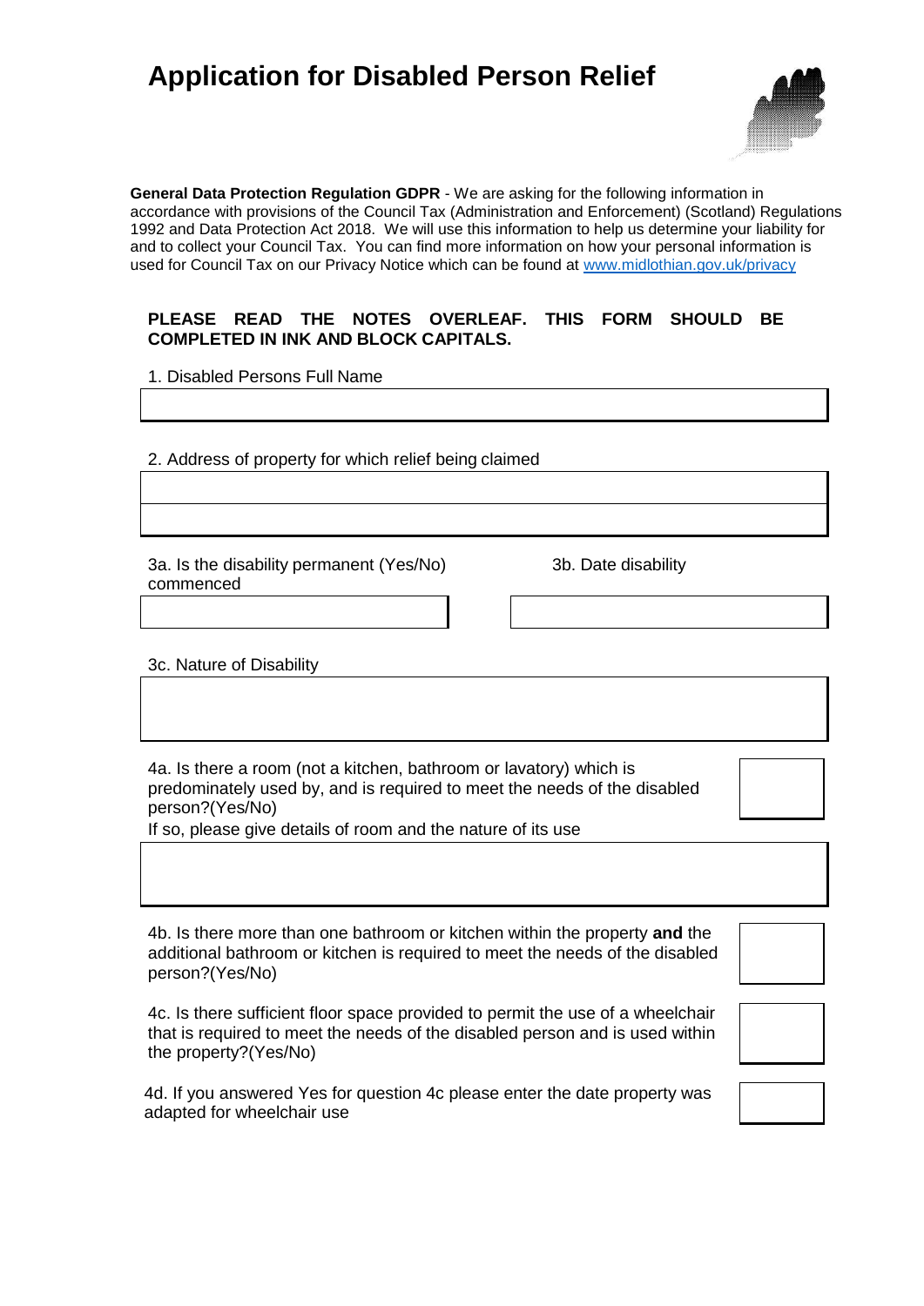# Application for Disabled Person Relief

**General Data Protection Regulation GDPR** - We are asking for the following information in accordance with provisions of the Council Tax (Administration and Enforcement) (Scotland) Regulations 1992 and Data Protection Act 2018. We will use this information to help us determine your liability for and to collect your Council Tax. You can find more information on how your personal information is used for Council Tax on our Privacy Notice which can be found at www.midlothian.gov.uk/privacy

**PLEASE READ THE NOTES OVERLEAF. THIS FORM SHOULD BE COMPLETED IN INK AND BLOCK CAPITALS.**

1. Disabled Persons Full Name

2. Address of property for which relief being claimed

3a. Is the disability permanent (Yes/No)

3b. Date disability commenced

3c. Nature of Disability

4a. Is there a room (not a kitchen, bathroom or lavatory) which is predominately used by, and is required to meet the needs of the disabled person?(Yes/No)

If so, please give details of room and the nature of its use

4b. Is there more than one bathroom or kitchen within the property **and** the additional bathroom or kitchen is required to meet the needs of the disabled person?(Yes/No)

4c. Is there sufficient floor space provided to permit the use of a wheelchair that is required to meet the needs of the disabled person and is used within the property?(Yes/No)

4d. If you answered Yes for question 4c please enter the date property was adapted for wheelchair use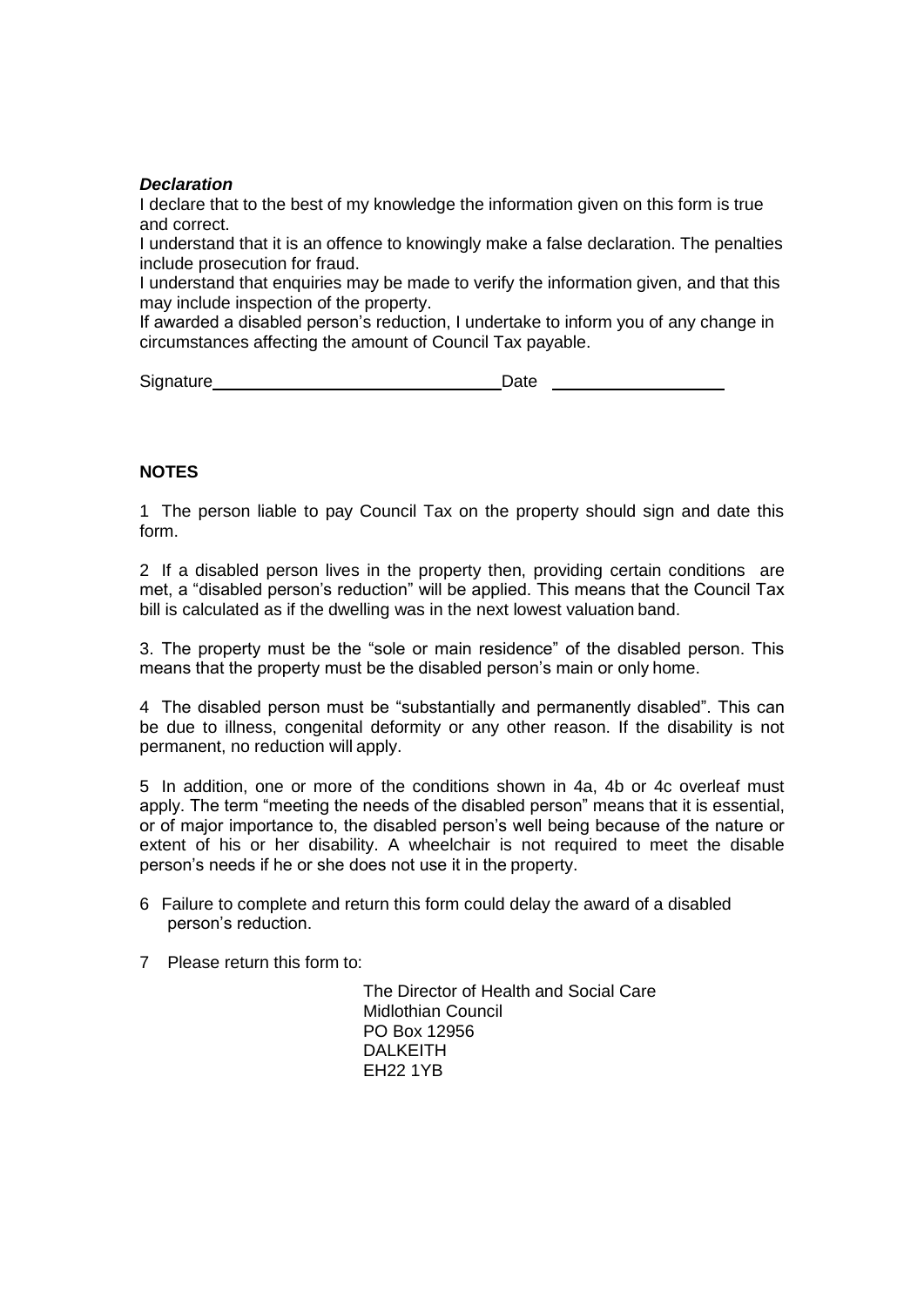***Declaration***

I declare that to the best of my knowledge the information given on this form is true and correct.

I understand that it is an offence to knowingly make a false declaration. The penalties include prosecution for fraud.

I understand that enquiries may be made to verify the information given, and that this may include inspection of the property.

If awarded a disabled person's reduction, I undertake to inform you of any change in circumstances affecting the amount of Council Tax payable.

Signature_______________________________ Date ___________________

**NOTES**

1 The person liable to pay Council Tax on the property should sign and date this form.

2 If a disabled person lives in the property then, providing certain conditions are met, a "disabled person's reduction" will be applied. This means that the Council Tax bill is calculated as if the dwelling was in the next lowest valuation band.

3. The property must be the "sole or main residence" of the disabled person. This means that the property must be the disabled person's main or only home.

4 The disabled person must be "substantially and permanently disabled". This can be due to illness, congenital deformity or any other reason. If the disability is not permanent, no reduction will apply.

5 In addition, one or more of the conditions shown in 4a, 4b or 4c overleaf must apply. The term "meeting the needs of the disabled person" means that it is essential, or of major importance to, the disabled person's well being because of the nature or extent of his or her disability. A wheelchair is not required to meet the disable person's needs if he or she does not use it in the property.

6 Failure to complete and return this form could delay the award of a disabled person's reduction.

7 Please return this form to:

The Director of Health and Social Care
Midlothian Council
PO Box 12956
DALKEITH
EH22 1YB